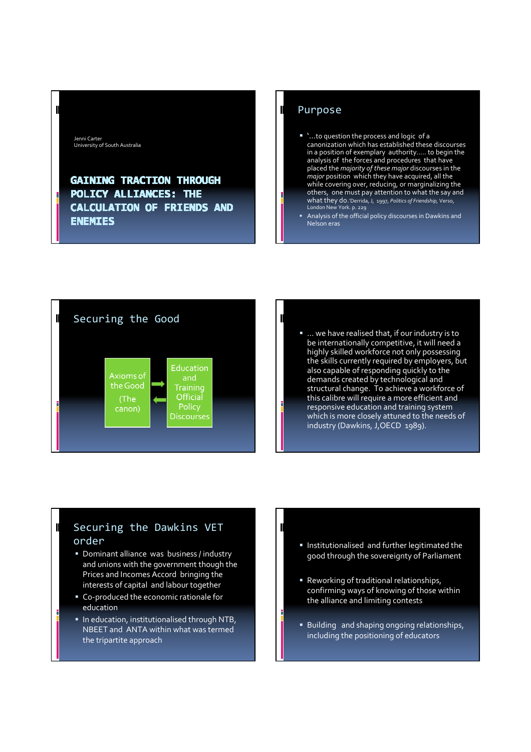Jenni Carter
University of South Australia

# GAINING TRACTION THROUGH POLICY ALLIANCES: THE CALCULATION OF FRIENDS AND ENEMIES

## Purpose

- '…to question the process and logic of a canonization which has established these discourses in a position of exemplary authority….. to begin the analysis of the forces and procedures that have placed the *majority of these major* discourses in the *major* position which they have acquired, all the while covering over, reducing, or marginalizing the others, one must pay attention to what the say and what they do.'Derrida, J, 1997, *Politics of Friendship*, Verso, London New York. p. 229
- Analysis of the official policy discourses in Dawkins and Nelson eras

## Securing the Good

Axioms of the Good (The canon) ⇄ Education and Training Official Policy Discourses

- … we have realised that, if our industry is to be internationally competitive, it will need a highly skilled workforce not only possessing the skills currently required by employers, but also capable of responding quickly to the demands created by technological and structural change. To achieve a workforce of this calibre will require a more efficient and responsive education and training system which is more closely attuned to the needs of industry (Dawkins, J,OECD 1989).

## Securing the Dawkins VET order

- Dominant alliance was business / industry and unions with the government though the Prices and Incomes Accord bringing the interests of capital and labour together
- Co-produced the economic rationale for education
- In education, institutionalised through NTB, NBEET and ANTA within what was termed the tripartite approach

- Institutionalised and further legitimated the good through the sovereignty of Parliament
- Reworking of traditional relationships, confirming ways of knowing of those within the alliance and limiting contests
- Building and shaping ongoing relationships, including the positioning of educators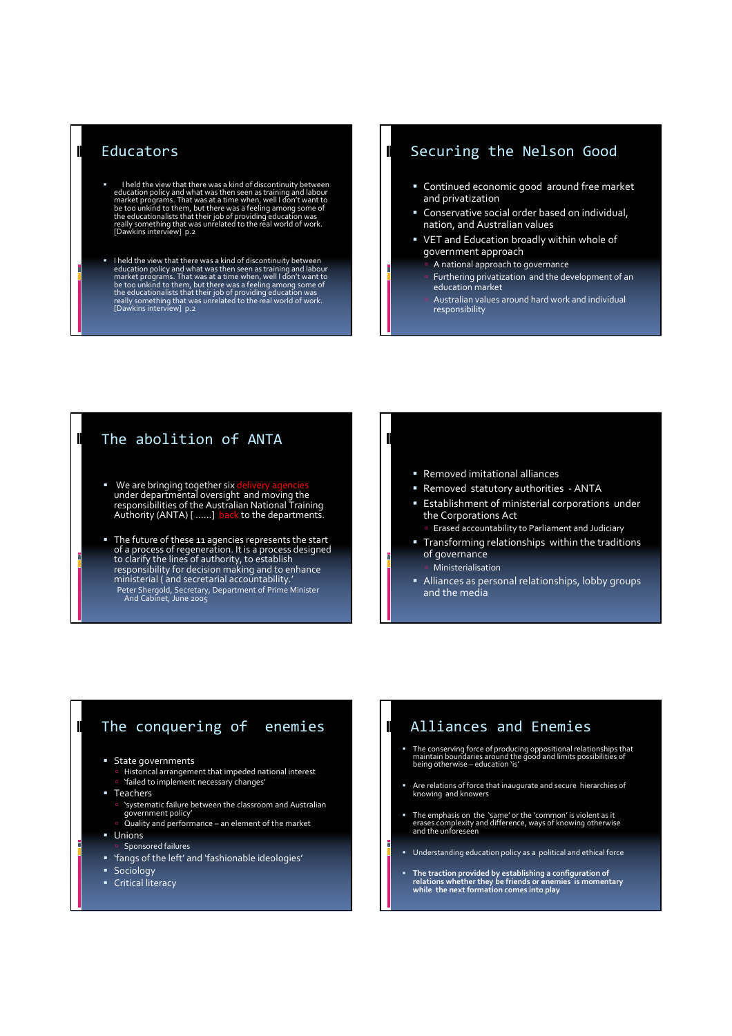## Educators

- I held the view that there was a kind of discontinuity between education policy and what was then seen as training and labour market programs. That was at a time when, well I don't want to be too unkind to them, but there was a feeling among some of the educationalists that their job of providing education was really something that was unrelated to the real world of work. [Dawkins interview] p.2
- I held the view that there was a kind of discontinuity between education policy and what was then seen as training and labour market programs. That was at a time when, well I don't want to be too unkind to them, but there was a feeling among some of the educationalists that their job of providing education was really something that was unrelated to the real world of work. [Dawkins interview] p.2

## Securing the Nelson Good

- Continued economic good around free market and privatization
- Conservative social order based on individual, nation, and Australian values
- VET and Education broadly within whole of government approach
  - A national approach to governance
  - Furthering privatization and the development of an education market
  - Australian values around hard work and individual responsibility

## The abolition of ANTA

- We are bringing together six delivery agencies under departmental oversight and moving the responsibilities of the Australian National Training Authority (ANTA) [ ......] back to the departments.
- The future of these 11 agencies represents the start of a process of regeneration. It is a process designed to clarify the lines of authority, to establish responsibility for decision making and to enhance ministerial ( and secretarial accountability.'
  Peter Shergold, Secretary, Department of Prime Minister And Cabinet, June 2005

- Removed imitational alliances
- Removed statutory authorities - ANTA
- Establishment of ministerial corporations under the Corporations Act
  - Erased accountability to Parliament and Judiciary
- Transforming relationships within the traditions of governance
  - Ministerialisation
- Alliances as personal relationships, lobby groups and the media

## The conquering of enemies

- State governments
  - Historical arrangement that impeded national interest
  - 'failed to implement necessary changes'
- Teachers
  - 'systematic failure between the classroom and Australian government policy'
  - Quality and performance – an element of the market
- Unions
  - Sponsored failures
- 'fangs of the left' and 'fashionable ideologies'
- Sociology
- Critical literacy

## Alliances and Enemies

- The conserving force of producing oppositional relationships that maintain boundaries around the good and limits possibilities of being otherwise – education 'is'
- Are relations of force that inaugurate and secure hierarchies of knowing and knowers
- The emphasis on the 'same' or the 'common' is violent as it erases complexity and difference, ways of knowing otherwise and the unforeseen
- Understanding education policy as a political and ethical force
- **The traction provided by establishing a configuration of relations whether they be friends or enemies is momentary while the next formation comes into play**